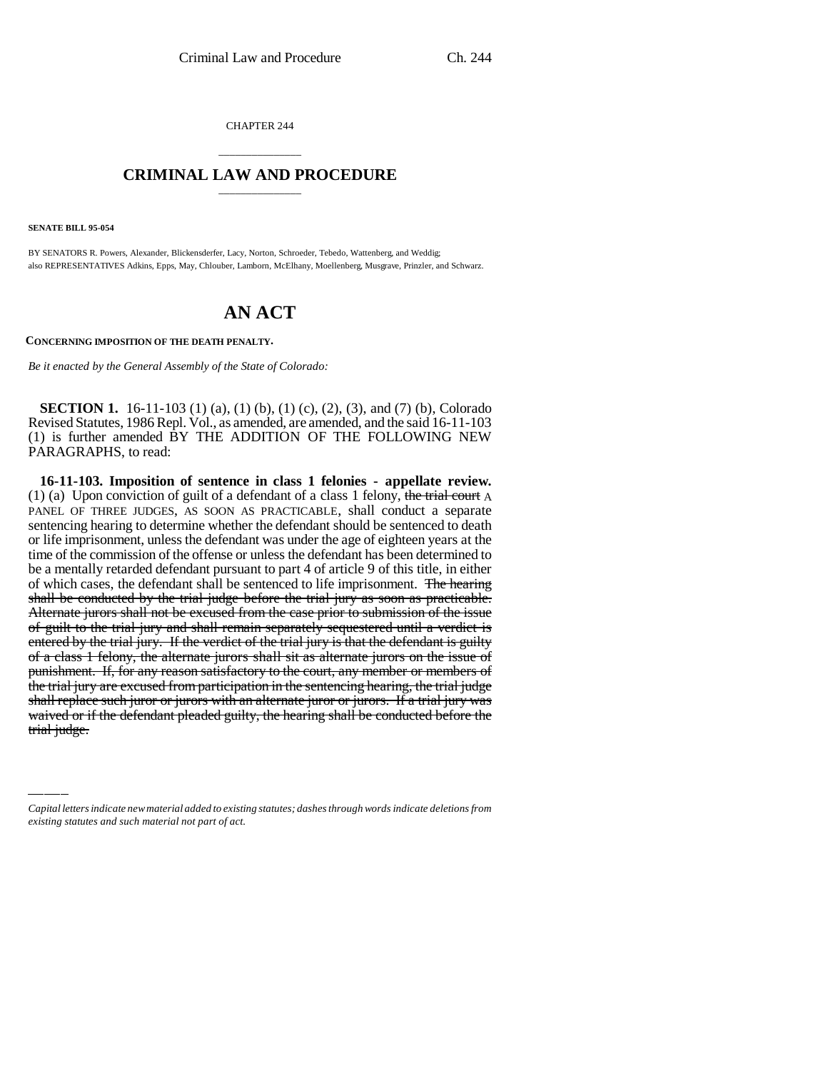CHAPTER 244

# CRIMINAL LAW AND PROCEDURE

**SENATE BILL 95-054**

BY SENATORS R. Powers, Alexander, Blickensderfer, Lacy, Norton, Schroeder, Tebedo, Wattenberg, and Weddig; also REPRESENTATIVES Adkins, Epps, May, Chlouber, Lamborn, McElhany, Moellenberg, Musgrave, Prinzler, and Schwarz.

# AN ACT

**CONCERNING IMPOSITION OF THE DEATH PENALTY.**

*Be it enacted by the General Assembly of the State of Colorado:*

**SECTION 1.** 16-11-103 (1) (a), (1) (b), (1) (c), (2), (3), and (7) (b), Colorado Revised Statutes, 1986 Repl. Vol., as amended, are amended, and the said 16-11-103 (1) is further amended BY THE ADDITION OF THE FOLLOWING NEW PARAGRAPHS, to read:

**16-11-103. Imposition of sentence in class 1 felonies - appellate review.** (1) (a) Upon conviction of guilt of a defendant of a class 1 felony, ~~the trial court~~ A PANEL OF THREE JUDGES, AS SOON AS PRACTICABLE, shall conduct a separate sentencing hearing to determine whether the defendant should be sentenced to death or life imprisonment, unless the defendant was under the age of eighteen years at the time of the commission of the offense or unless the defendant has been determined to be a mentally retarded defendant pursuant to part 4 of article 9 of this title, in either of which cases, the defendant shall be sentenced to life imprisonment. ~~The hearing shall be conducted by the trial judge before the trial jury as soon as practicable. Alternate jurors shall not be excused from the case prior to submission of the issue of guilt to the trial jury and shall remain separately sequestered until a verdict is entered by the trial jury. If the verdict of the trial jury is that the defendant is guilty of a class 1 felony, the alternate jurors shall sit as alternate jurors on the issue of punishment. If, for any reason satisfactory to the court, any member or members of the trial jury are excused from participation in the sentencing hearing, the trial judge shall replace such juror or jurors with an alternate juror or jurors. If a trial jury was waived or if the defendant pleaded guilty, the hearing shall be conducted before the trial judge.~~

*Capital letters indicate new material added to existing statutes; dashes through words indicate deletions from existing statutes and such material not part of act.*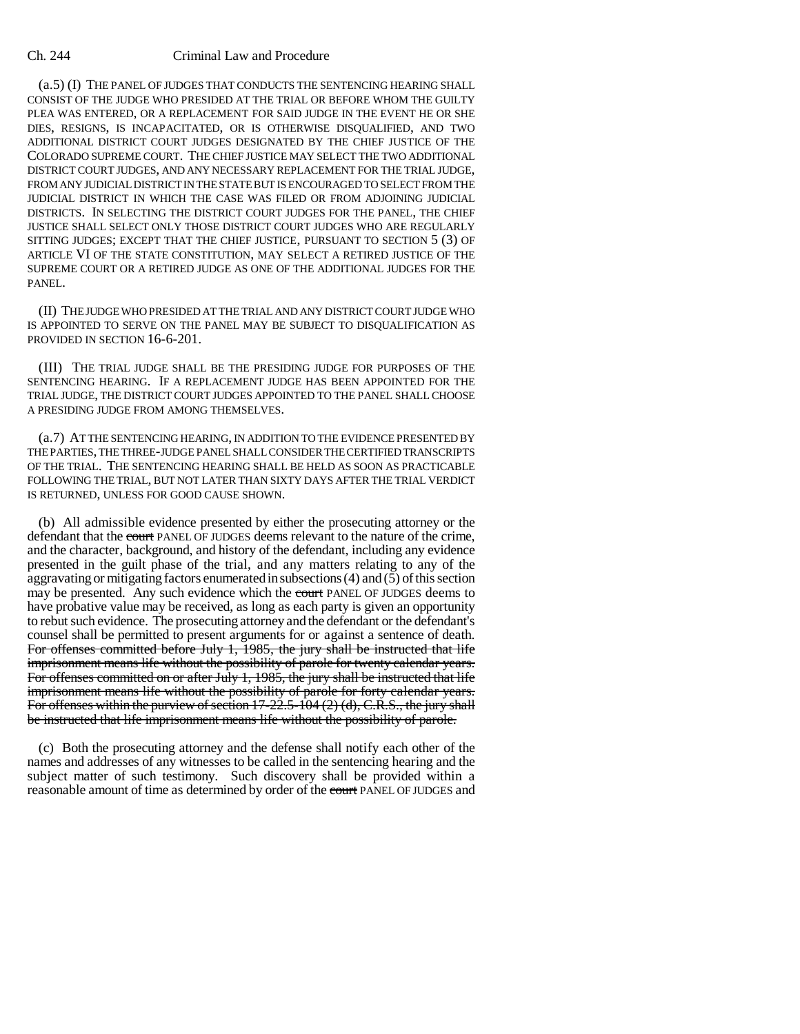(a.5) (I) THE PANEL OF JUDGES THAT CONDUCTS THE SENTENCING HEARING SHALL CONSIST OF THE JUDGE WHO PRESIDED AT THE TRIAL OR BEFORE WHOM THE GUILTY PLEA WAS ENTERED, OR A REPLACEMENT FOR SAID JUDGE IN THE EVENT HE OR SHE DIES, RESIGNS, IS INCAPACITATED, OR IS OTHERWISE DISQUALIFIED, AND TWO ADDITIONAL DISTRICT COURT JUDGES DESIGNATED BY THE CHIEF JUSTICE OF THE COLORADO SUPREME COURT. THE CHIEF JUSTICE MAY SELECT THE TWO ADDITIONAL DISTRICT COURT JUDGES, AND ANY NECESSARY REPLACEMENT FOR THE TRIAL JUDGE, FROM ANY JUDICIAL DISTRICT IN THE STATE BUT IS ENCOURAGED TO SELECT FROM THE JUDICIAL DISTRICT IN WHICH THE CASE WAS FILED OR FROM ADJOINING JUDICIAL DISTRICTS. IN SELECTING THE DISTRICT COURT JUDGES FOR THE PANEL, THE CHIEF JUSTICE SHALL SELECT ONLY THOSE DISTRICT COURT JUDGES WHO ARE REGULARLY SITTING JUDGES; EXCEPT THAT THE CHIEF JUSTICE, PURSUANT TO SECTION 5 (3) OF ARTICLE VI OF THE STATE CONSTITUTION, MAY SELECT A RETIRED JUSTICE OF THE SUPREME COURT OR A RETIRED JUDGE AS ONE OF THE ADDITIONAL JUDGES FOR THE PANEL.

(II) THE JUDGE WHO PRESIDED AT THE TRIAL AND ANY DISTRICT COURT JUDGE WHO IS APPOINTED TO SERVE ON THE PANEL MAY BE SUBJECT TO DISQUALIFICATION AS PROVIDED IN SECTION 16-6-201.

(III) THE TRIAL JUDGE SHALL BE THE PRESIDING JUDGE FOR PURPOSES OF THE SENTENCING HEARING. IF A REPLACEMENT JUDGE HAS BEEN APPOINTED FOR THE TRIAL JUDGE, THE DISTRICT COURT JUDGES APPOINTED TO THE PANEL SHALL CHOOSE A PRESIDING JUDGE FROM AMONG THEMSELVES.

(a.7) AT THE SENTENCING HEARING, IN ADDITION TO THE EVIDENCE PRESENTED BY THE PARTIES, THE THREE-JUDGE PANEL SHALL CONSIDER THE CERTIFIED TRANSCRIPTS OF THE TRIAL. THE SENTENCING HEARING SHALL BE HELD AS SOON AS PRACTICABLE FOLLOWING THE TRIAL, BUT NOT LATER THAN SIXTY DAYS AFTER THE TRIAL VERDICT IS RETURNED, UNLESS FOR GOOD CAUSE SHOWN.

(b) All admissible evidence presented by either the prosecuting attorney or the defendant that the ~~court~~ PANEL OF JUDGES deems relevant to the nature of the crime, and the character, background, and history of the defendant, including any evidence presented in the guilt phase of the trial, and any matters relating to any of the aggravating or mitigating factors enumerated in subsections (4) and (5) of this section may be presented. Any such evidence which the ~~court~~ PANEL OF JUDGES deems to have probative value may be received, as long as each party is given an opportunity to rebut such evidence. The prosecuting attorney and the defendant or the defendant's counsel shall be permitted to present arguments for or against a sentence of death. ~~For offenses committed before July 1, 1985, the jury shall be instructed that life imprisonment means life without the possibility of parole for twenty calendar years. For offenses committed on or after July 1, 1985, the jury shall be instructed that life imprisonment means life without the possibility of parole for forty calendar years. For offenses within the purview of section 17-22.5-104 (2) (d), C.R.S., the jury shall be instructed that life imprisonment means life without the possibility of parole.~~

(c) Both the prosecuting attorney and the defense shall notify each other of the names and addresses of any witnesses to be called in the sentencing hearing and the subject matter of such testimony. Such discovery shall be provided within a reasonable amount of time as determined by order of the ~~court~~ PANEL OF JUDGES and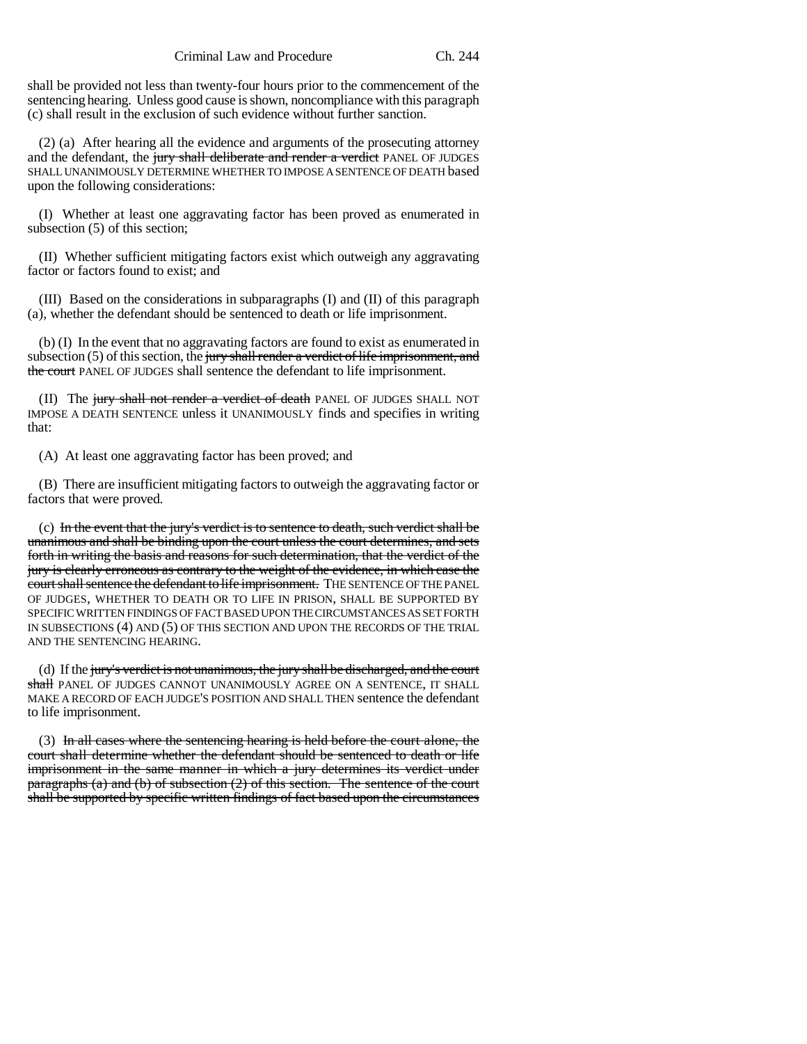shall be provided not less than twenty-four hours prior to the commencement of the sentencing hearing. Unless good cause is shown, noncompliance with this paragraph (c) shall result in the exclusion of such evidence without further sanction.

(2) (a) After hearing all the evidence and arguments of the prosecuting attorney and the defendant, the ~~jury shall deliberate and render a verdict~~ PANEL OF JUDGES SHALL UNANIMOUSLY DETERMINE WHETHER TO IMPOSE A SENTENCE OF DEATH based upon the following considerations:

(I) Whether at least one aggravating factor has been proved as enumerated in subsection (5) of this section;

(II) Whether sufficient mitigating factors exist which outweigh any aggravating factor or factors found to exist; and

(III) Based on the considerations in subparagraphs (I) and (II) of this paragraph (a), whether the defendant should be sentenced to death or life imprisonment.

(b) (I) In the event that no aggravating factors are found to exist as enumerated in subsection (5) of this section, the ~~jury shall render a verdict of life imprisonment, and the court~~ PANEL OF JUDGES shall sentence the defendant to life imprisonment.

(II) The ~~jury shall not render a verdict of death~~ PANEL OF JUDGES SHALL NOT IMPOSE A DEATH SENTENCE unless it UNANIMOUSLY finds and specifies in writing that:

(A) At least one aggravating factor has been proved; and

(B) There are insufficient mitigating factors to outweigh the aggravating factor or factors that were proved.

(c) ~~In the event that the jury's verdict is to sentence to death, such verdict shall be unanimous and shall be binding upon the court unless the court determines, and sets forth in writing the basis and reasons for such determination, that the verdict of the jury is clearly erroneous as contrary to the weight of the evidence, in which case the court shall sentence the defendant to life imprisonment.~~ THE SENTENCE OF THE PANEL OF JUDGES, WHETHER TO DEATH OR TO LIFE IN PRISON, SHALL BE SUPPORTED BY SPECIFIC WRITTEN FINDINGS OF FACT BASED UPON THE CIRCUMSTANCES AS SET FORTH IN SUBSECTIONS (4) AND (5) OF THIS SECTION AND UPON THE RECORDS OF THE TRIAL AND THE SENTENCING HEARING.

(d) If the ~~jury's verdict is not unanimous, the jury shall be discharged, and the court shall~~ PANEL OF JUDGES CANNOT UNANIMOUSLY AGREE ON A SENTENCE, IT SHALL MAKE A RECORD OF EACH JUDGE'S POSITION AND SHALL THEN sentence the defendant to life imprisonment.

(3) ~~In all cases where the sentencing hearing is held before the court alone, the court shall determine whether the defendant should be sentenced to death or life imprisonment in the same manner in which a jury determines its verdict under paragraphs (a) and (b) of subsection (2) of this section. The sentence of the court shall be supported by specific written findings of fact based upon the circumstances~~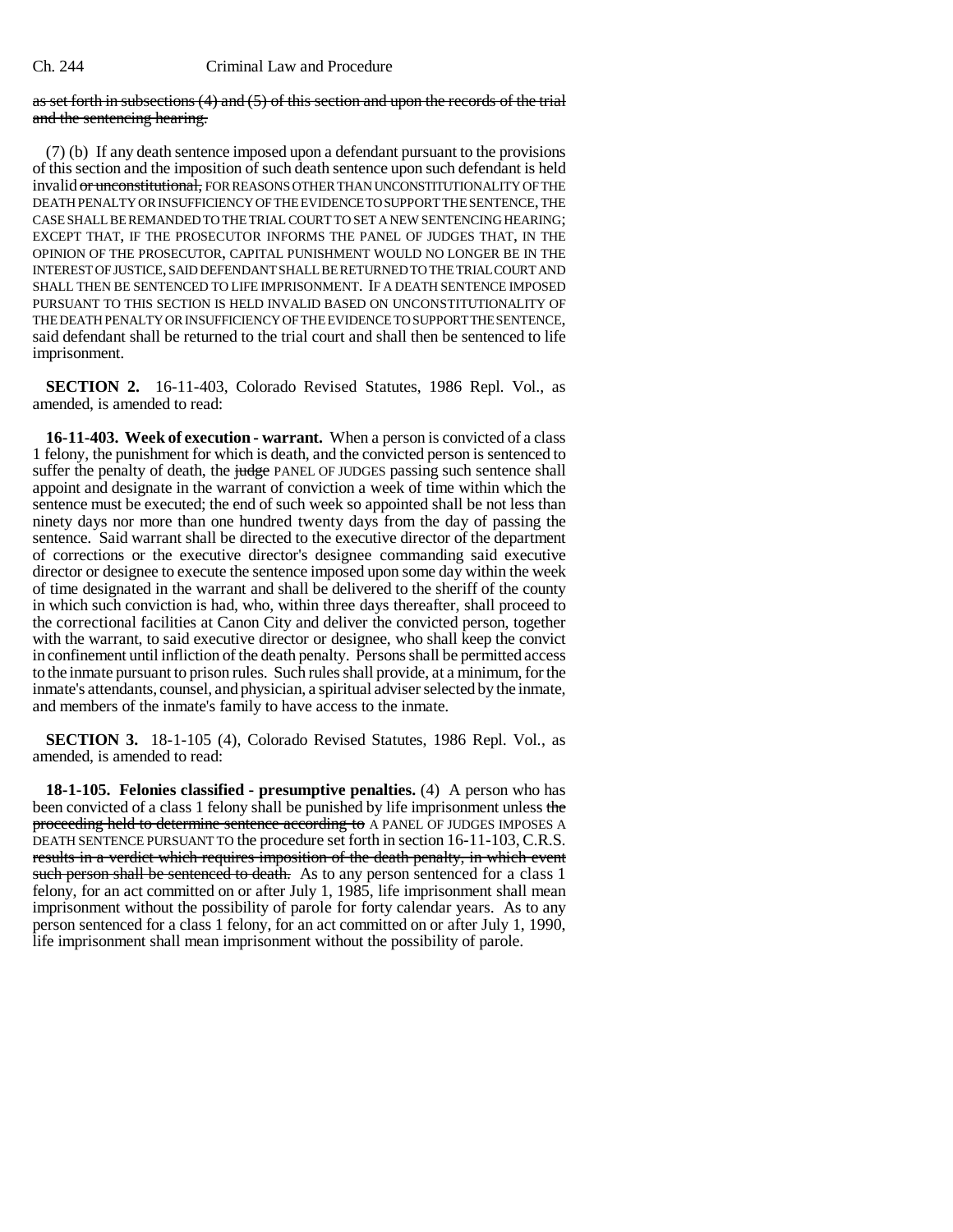as set forth in subsections (4) and (5) of this section and upon the records of the trial and the sentencing hearing.

(7) (b) If any death sentence imposed upon a defendant pursuant to the provisions of this section and the imposition of such death sentence upon such defendant is held invalid or unconstitutional, FOR REASONS OTHER THAN UNCONSTITUTIONALITY OF THE DEATH PENALTY OR INSUFFICIENCY OF THE EVIDENCE TO SUPPORT THE SENTENCE, THE CASE SHALL BE REMANDED TO THE TRIAL COURT TO SET A NEW SENTENCING HEARING; EXCEPT THAT, IF THE PROSECUTOR INFORMS THE PANEL OF JUDGES THAT, IN THE OPINION OF THE PROSECUTOR, CAPITAL PUNISHMENT WOULD NO LONGER BE IN THE INTEREST OF JUSTICE, SAID DEFENDANT SHALL BE RETURNED TO THE TRIAL COURT AND SHALL THEN BE SENTENCED TO LIFE IMPRISONMENT. IF A DEATH SENTENCE IMPOSED PURSUANT TO THIS SECTION IS HELD INVALID BASED ON UNCONSTITUTIONALITY OF THE DEATH PENALTY OR INSUFFICIENCY OF THE EVIDENCE TO SUPPORT THE SENTENCE, said defendant shall be returned to the trial court and shall then be sentenced to life imprisonment.

**SECTION 2.** 16-11-403, Colorado Revised Statutes, 1986 Repl. Vol., as amended, is amended to read:

**16-11-403. Week of execution - warrant.** When a person is convicted of a class 1 felony, the punishment for which is death, and the convicted person is sentenced to suffer the penalty of death, the judge PANEL OF JUDGES passing such sentence shall appoint and designate in the warrant of conviction a week of time within which the sentence must be executed; the end of such week so appointed shall be not less than ninety days nor more than one hundred twenty days from the day of passing the sentence. Said warrant shall be directed to the executive director of the department of corrections or the executive director's designee commanding said executive director or designee to execute the sentence imposed upon some day within the week of time designated in the warrant and shall be delivered to the sheriff of the county in which such conviction is had, who, within three days thereafter, shall proceed to the correctional facilities at Canon City and deliver the convicted person, together with the warrant, to said executive director or designee, who shall keep the convict in confinement until infliction of the death penalty. Persons shall be permitted access to the inmate pursuant to prison rules. Such rules shall provide, at a minimum, for the inmate's attendants, counsel, and physician, a spiritual adviser selected by the inmate, and members of the inmate's family to have access to the inmate.

**SECTION 3.** 18-1-105 (4), Colorado Revised Statutes, 1986 Repl. Vol., as amended, is amended to read:

**18-1-105. Felonies classified - presumptive penalties.** (4) A person who has been convicted of a class 1 felony shall be punished by life imprisonment unless the proceeding held to determine sentence according to A PANEL OF JUDGES IMPOSES A DEATH SENTENCE PURSUANT TO the procedure set forth in section 16-11-103, C.R.S. results in a verdict which requires imposition of the death penalty, in which event such person shall be sentenced to death. As to any person sentenced for a class 1 felony, for an act committed on or after July 1, 1985, life imprisonment shall mean imprisonment without the possibility of parole for forty calendar years. As to any person sentenced for a class 1 felony, for an act committed on or after July 1, 1990, life imprisonment shall mean imprisonment without the possibility of parole.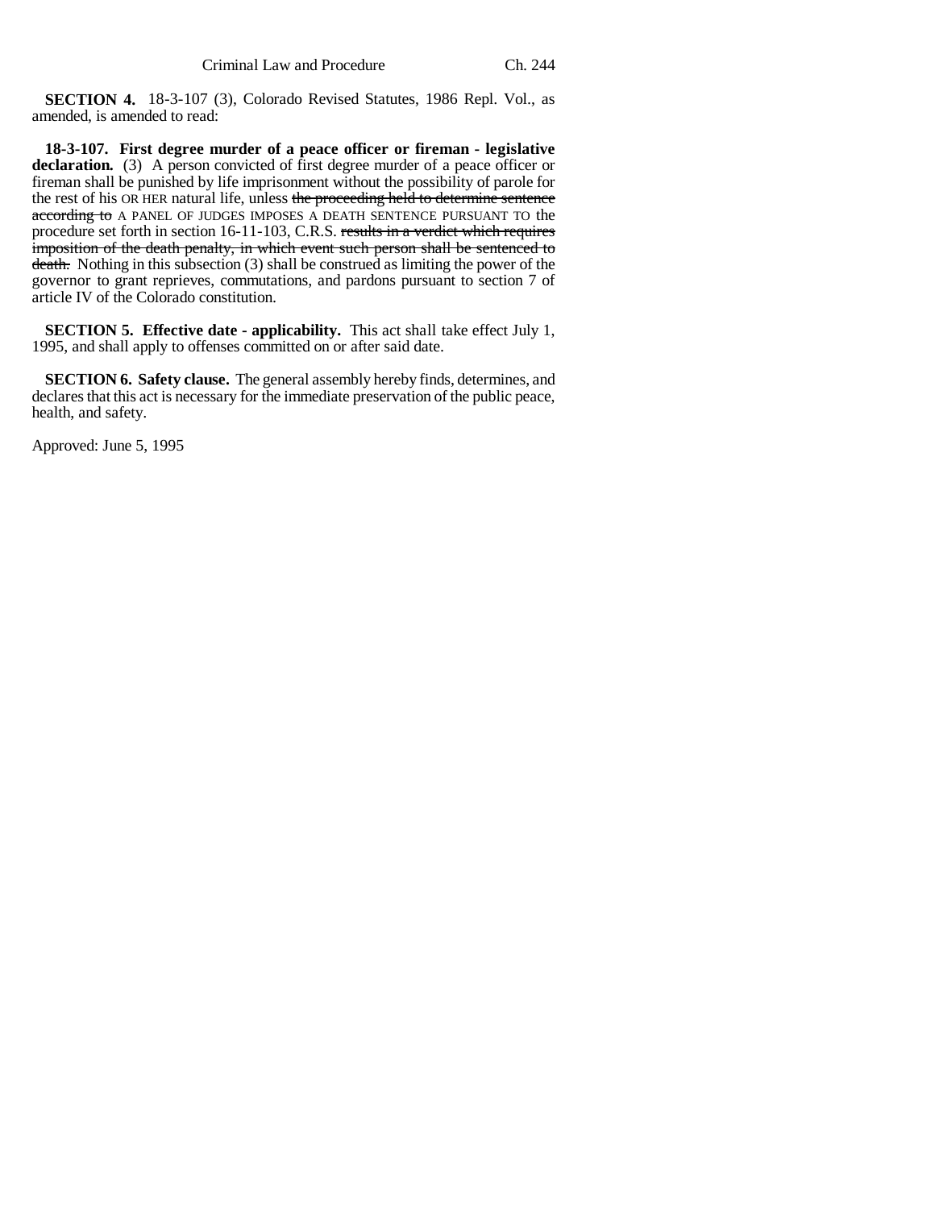**SECTION 4.** 18-3-107 (3), Colorado Revised Statutes, 1986 Repl. Vol., as amended, is amended to read:

**18-3-107. First degree murder of a peace officer or fireman - legislative declaration.** (3) A person convicted of first degree murder of a peace officer or fireman shall be punished by life imprisonment without the possibility of parole for the rest of his OR HER natural life, unless ~~the proceeding held to determine sentence according to~~ A PANEL OF JUDGES IMPOSES A DEATH SENTENCE PURSUANT TO the procedure set forth in section 16-11-103, C.R.S. ~~results in a verdict which requires imposition of the death penalty, in which event such person shall be sentenced to death.~~ Nothing in this subsection (3) shall be construed as limiting the power of the governor to grant reprieves, commutations, and pardons pursuant to section 7 of article IV of the Colorado constitution.

**SECTION 5. Effective date - applicability.** This act shall take effect July 1, 1995, and shall apply to offenses committed on or after said date.

**SECTION 6. Safety clause.** The general assembly hereby finds, determines, and declares that this act is necessary for the immediate preservation of the public peace, health, and safety.

Approved: June 5, 1995